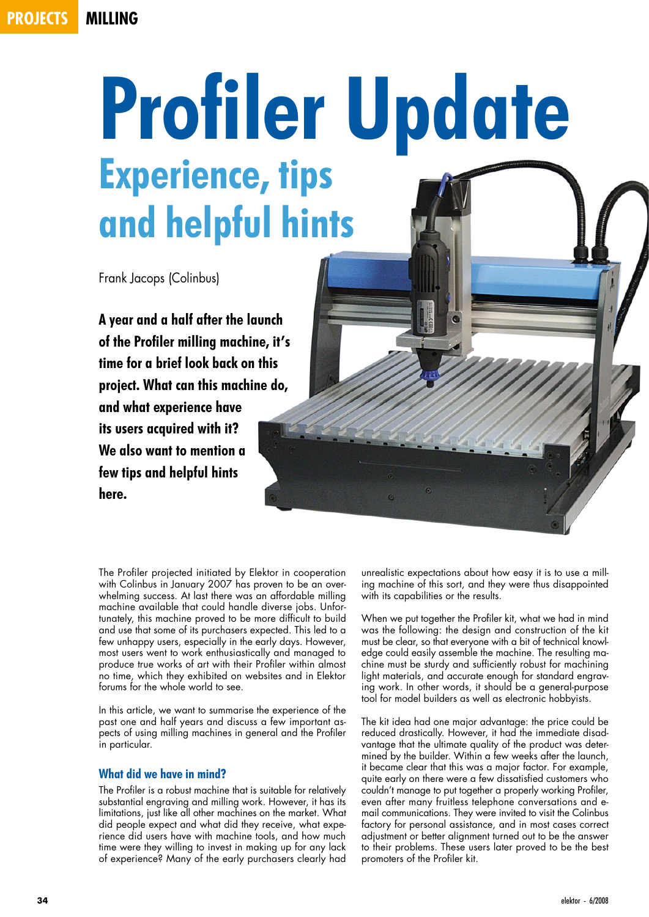# Profiler Update

## Experience, tips and helpful hints

Frank Jacops (Colinbus)

**A year and a half after the launch of the Profiler milling machine, it's time for a brief look back on this project. What can this machine do, and what experience have its users acquired with it? We also want to mention a few tips and helpful hints here.**

The Profiler projected initiated by Elektor in cooperation with Colinbus in January 2007 has proven to be an overwhelming success. At last there was an affordable milling machine available that could handle diverse jobs. Unfortunately, this machine proved to be more difficult to build and use that some of its purchasers expected. This led to a few unhappy users, especially in the early days. However, most users went to work enthusiastically and managed to produce true works of art with their Profiler within almost no time, which they exhibited on websites and in Elektor forums for the whole world to see.

In this article, we want to summarise the experience of the past one and half years and discuss a few important aspects of using milling machines in general and the Profiler in particular.

### What did we have in mind?

The Profiler is a robust machine that is suitable for relatively substantial engraving and milling work. However, it has its limitations, just like all other machines on the market. What did people expect and what did they receive, what experience did users have with machine tools, and how much time were they willing to invest in making up for any lack of experience? Many of the early purchasers clearly had unrealistic expectations about how easy it is to use a milling machine of this sort, and they were thus disappointed with its capabilities or the results.

When we put together the Profiler kit, what we had in mind was the following: the design and construction of the kit must be clear, so that everyone with a bit of technical knowledge could easily assemble the machine. The resulting machine must be sturdy and sufficiently robust for machining light materials, and accurate enough for standard engraving work. In other words, it should be a general-purpose tool for model builders as well as electronic hobbyists.

The kit idea had one major advantage: the price could be reduced drastically. However, it had the immediate disadvantage that the ultimate quality of the product was determined by the builder. Within a few weeks after the launch, it became clear that this was a major factor. For example, quite early on there were a few dissatisfied customers who couldn't manage to put together a properly working Profiler, even after many fruitless telephone conversations and e-mail communications. They were invited to visit the Colinbus factory for personal assistance, and in most cases correct adjustment or better alignment turned out to be the answer to their problems. These users later proved to be the best promoters of the Profiler kit.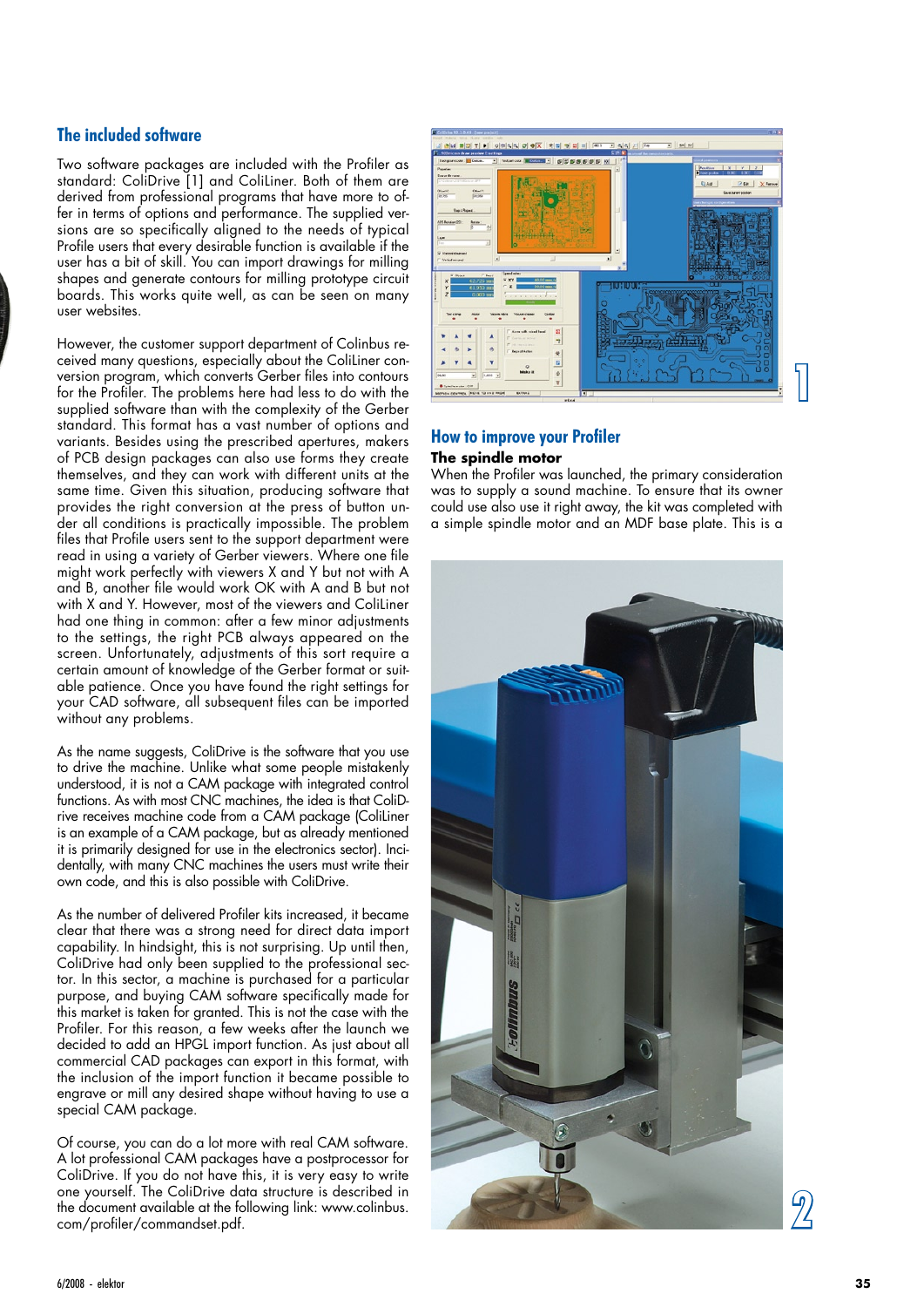## The included software

Two software packages are included with the Profiler as standard: ColiDrive [1] and ColiLiner. Both of them are derived from professional programs that have more to offer in terms of options and performance. The supplied versions are so specifically aligned to the needs of typical Profile users that every desirable function is available if the user has a bit of skill. You can import drawings for milling shapes and generate contours for milling prototype circuit boards. This works quite well, as can be seen on many user websites.

However, the customer support department of Colinbus received many questions, especially about the ColiLiner conversion program, which converts Gerber files into contours for the Profiler. The problems here had less to do with the supplied software than with the complexity of the Gerber standard. This format has a vast number of options and variants. Besides using the prescribed apertures, makers of PCB design packages can also use forms they create themselves, and they can work with different units at the same time. Given this situation, producing software that provides the right conversion at the press of button under all conditions is practically impossible. The problem files that Profile users sent to the support department were read in using a variety of Gerber viewers. Where one file might work perfectly with viewers X and Y but not with A and B, another file would work OK with A and B but not with X and Y. However, most of the viewers and ColiLiner had one thing in common: after a few minor adjustments to the settings, the right PCB always appeared on the screen. Unfortunately, adjustments of this sort require a certain amount of knowledge of the Gerber format or suitable patience. Once you have found the right settings for your CAD software, all subsequent files can be imported without any problems.

As the name suggests, ColiDrive is the software that you use to drive the machine. Unlike what some people mistakenly understood, it is not a CAM package with integrated control functions. As with most CNC machines, the idea is that ColiDrive receives machine code from a CAM package (ColiLiner is an example of a CAM package, but as already mentioned it is primarily designed for use in the electronics sector). Incidentally, with many CNC machines the users must write their own code, and this is also possible with ColiDrive.

As the number of delivered Profiler kits increased, it became clear that there was a strong need for direct data import capability. In hindsight, this is not surprising. Up until then, ColiDrive had only been supplied to the professional sector. In this sector, a machine is purchased for a particular purpose, and buying CAM software specifically made for this market is taken for granted. This is not the case with the Profiler. For this reason, a few weeks after the launch we decided to add an HPGL import function. As just about all commercial CAD packages can export in this format, with the inclusion of the import function it became possible to engrave or mill any desired shape without having to use a special CAM package.

Of course, you can do a lot more with real CAM software. A lot professional CAM packages have a postprocessor for ColiDrive. If you do not have this, it is very easy to write one yourself. The ColiDrive data structure is described in the document available at the following link: www.colinbus.com/profiler/commandset.pdf.

1

## How to improve your Profiler

### The spindle motor

When the Profiler was launched, the primary consideration was to supply a sound machine. To ensure that its owner could use also use it right away, the kit was completed with a simple spindle motor and an MDF base plate. This is a

2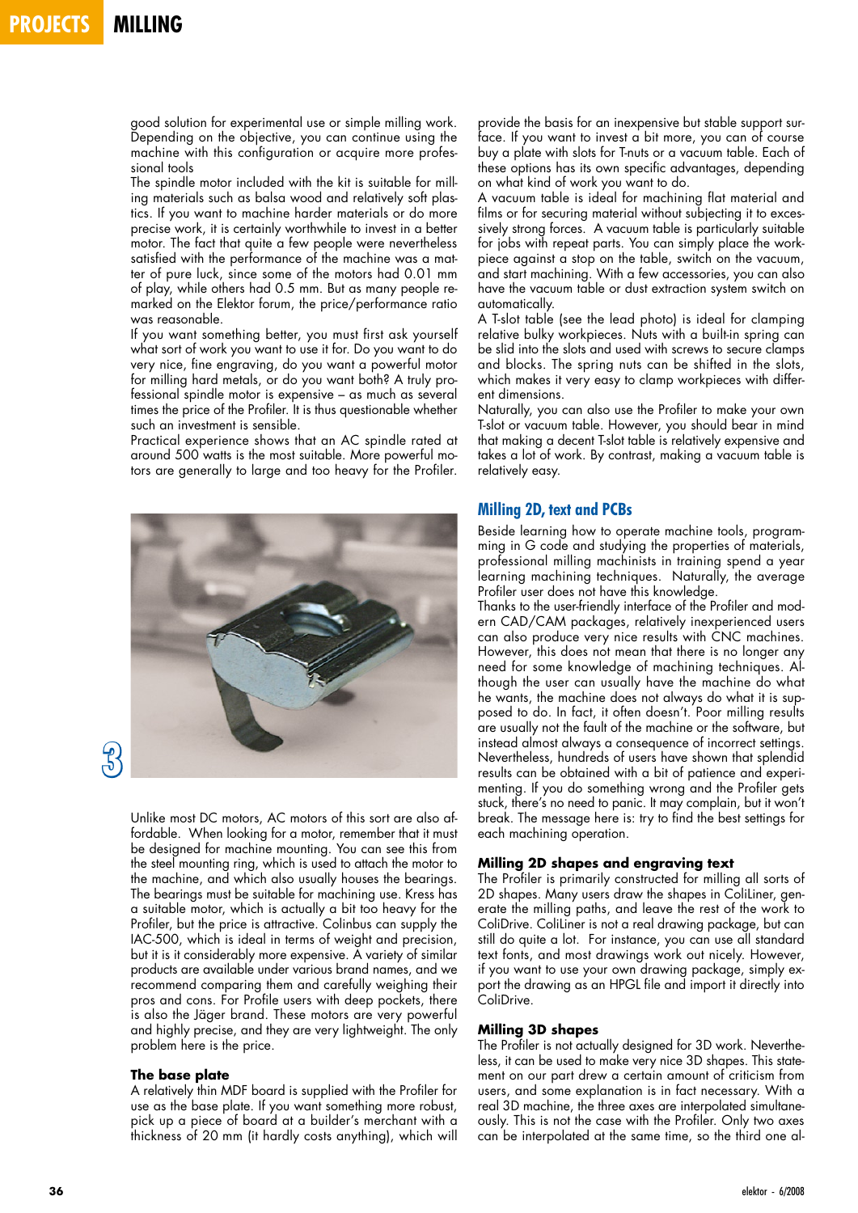good solution for experimental use or simple milling work. Depending on the objective, you can continue using the machine with this configuration or acquire more professional tools

The spindle motor included with the kit is suitable for milling materials such as balsa wood and relatively soft plastics. If you want to machine harder materials or do more precise work, it is certainly worthwhile to invest in a better motor. The fact that quite a few people were nevertheless satisfied with the performance of the machine was a matter of pure luck, since some of the motors had 0.01 mm of play, while others had 0.5 mm. But as many people remarked on the Elektor forum, the price/performance ratio was reasonable.

If you want something better, you must first ask yourself what sort of work you want to use it for. Do you want to do very nice, fine engraving, do you want a powerful motor for milling hard metals, or do you want both? A truly professional spindle motor is expensive – as much as several times the price of the Profiler. It is thus questionable whether such an investment is sensible.

Practical experience shows that an AC spindle rated at around 500 watts is the most suitable. More powerful motors are generally to large and too heavy for the Profiler.

3

Unlike most DC motors, AC motors of this sort are also affordable. When looking for a motor, remember that it must be designed for machine mounting. You can see this from the steel mounting ring, which is used to attach the motor to the machine, and which also usually houses the bearings. The bearings must be suitable for machining use. Kress has a suitable motor, which is actually a bit too heavy for the Profiler, but the price is attractive. Colinbus can supply the IAC-500, which is ideal in terms of weight and precision, but it is it considerably more expensive. A variety of similar products are available under various brand names, and we recommend comparing them and carefully weighing their pros and cons. For Profile users with deep pockets, there is also the Jäger brand. These motors are very powerful and highly precise, and they are very lightweight. The only problem here is the price.

**The base plate**

A relatively thin MDF board is supplied with the Profiler for use as the base plate. If you want something more robust, pick up a piece of board at a builder's merchant with a thickness of 20 mm (it hardly costs anything), which will provide the basis for an inexpensive but stable support surface. If you want to invest a bit more, you can of course buy a plate with slots for T-nuts or a vacuum table. Each of these options has its own specific advantages, depending on what kind of work you want to do.

A vacuum table is ideal for machining flat material and films or for securing material without subjecting it to excessively strong forces. A vacuum table is particularly suitable for jobs with repeat parts. You can simply place the workpiece against a stop on the table, switch on the vacuum, and start machining. With a few accessories, you can also have the vacuum table or dust extraction system switch on automatically.

A T-slot table (see the lead photo) is ideal for clamping relative bulky workpieces. Nuts with a built-in spring can be slid into the slots and used with screws to secure clamps and blocks. The spring nuts can be shifted in the slots, which makes it very easy to clamp workpieces with different dimensions.

Naturally, you can also use the Profiler to make your own T-slot or vacuum table. However, you should bear in mind that making a decent T-slot table is relatively expensive and takes a lot of work. By contrast, making a vacuum table is relatively easy.

## Milling 2D, text and PCBs

Beside learning how to operate machine tools, programming in G code and studying the properties of materials, professional milling machinists in training spend a year learning machining techniques. Naturally, the average Profiler user does not have this knowledge.

Thanks to the user-friendly interface of the Profiler and modern CAD/CAM packages, relatively inexperienced users can also produce very nice results with CNC machines. However, this does not mean that there is no longer any need for some knowledge of machining techniques. Although the user can usually have the machine do what he wants, the machine does not always do what it is supposed to do. In fact, it often doesn't. Poor milling results are usually not the fault of the machine or the software, but instead almost always a consequence of incorrect settings. Nevertheless, hundreds of users have shown that splendid results can be obtained with a bit of patience and experimenting. If you do something wrong and the Profiler gets stuck, there's no need to panic. It may complain, but it won't break. The message here is: try to find the best settings for each machining operation.

**Milling 2D shapes and engraving text**

The Profiler is primarily constructed for milling all sorts of 2D shapes. Many users draw the shapes in ColiLiner, generate the milling paths, and leave the rest of the work to ColiDrive. ColiLiner is not a real drawing package, but can still do quite a lot. For instance, you can use all standard text fonts, and most drawings work out nicely. However, if you want to use your own drawing package, simply export the drawing as an HPGL file and import it directly into ColiDrive.

**Milling 3D shapes**

The Profiler is not actually designed for 3D work. Nevertheless, it can be used to make very nice 3D shapes. This statement on our part drew a certain amount of criticism from users, and some explanation is in fact necessary. With a real 3D machine, the three axes are interpolated simultaneously. This is not the case with the Profiler. Only two axes can be interpolated at the same time, so the third one al-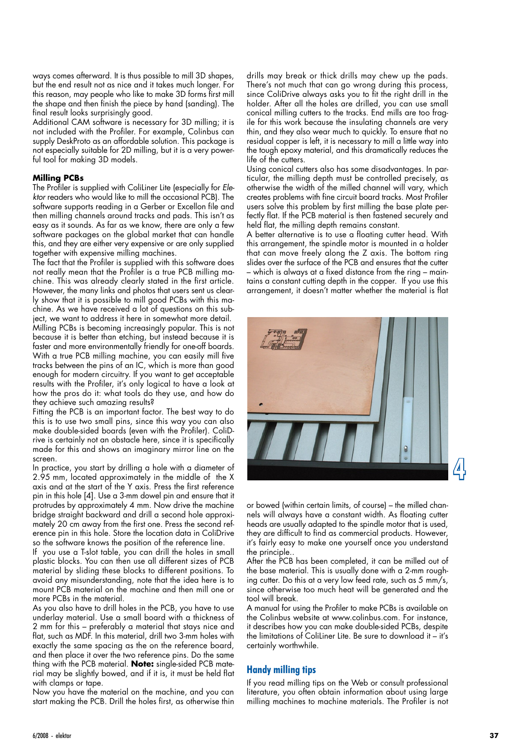ways comes afterward. It is thus possible to mill 3D shapes, but the end result not as nice and it takes much longer. For this reason, may people who like to make 3D forms first mill the shape and then finish the piece by hand (sanding). The final result looks surprisingly good.

Additional CAM software is necessary for 3D milling; it is not included with the Profiler. For example, Colinbus can supply DeskProto as an affordable solution. This package is not especially suitable for 2D milling, but it is a very powerful tool for making 3D models.

### Milling PCBs

The Profiler is supplied with ColiLiner Lite (especially for *Elektor* readers who would like to mill the occasional PCB). The software supports reading in a Gerber or Excellon file and then milling channels around tracks and pads. This isn't as easy as it sounds. As far as we know, there are only a few software packages on the global market that can handle this, and they are either very expensive or are only supplied together with expensive milling machines.

The fact that the Profiler is supplied with this software does not really mean that the Profiler is a true PCB milling machine. This was already clearly stated in the first article. However, the many links and photos that users sent us clearly show that it is possible to mill good PCBs with this machine. As we have received a lot of questions on this subject, we want to address it here in somewhat more detail.

Milling PCBs is becoming increasingly popular. This is not because it is better than etching, but instead because it is faster and more environmentally friendly for one-off boards. With a true PCB milling machine, you can easily mill five tracks between the pins of an IC, which is more than good enough for modern circuitry. If you want to get acceptable results with the Profiler, it's only logical to have a look at how the pros do it: what tools do they use, and how do they achieve such amazing results?

Fitting the PCB is an important factor. The best way to do this is to use two small pins, since this way you can also make double-sided boards (even with the Profiler). ColiDrive is certainly not an obstacle here, since it is specifically made for this and shows an imaginary mirror line on the screen.

In practice, you start by drilling a hole with a diameter of 2.95 mm, located approximately in the middle of the X axis and at the start of the Y axis. Press the first reference pin in this hole [4]. Use a 3-mm dowel pin and ensure that it protrudes by approximately 4 mm. Now drive the machine bridge straight backward and drill a second hole approximately 20 cm away from the first one. Press the second reference pin in this hole. Store the location data in ColiDrive so the software knows the position of the reference line.

If you use a T-slot table, you can drill the holes in small plastic blocks. You can then use all different sizes of PCB material by sliding these blocks to different positions. To avoid any misunderstanding, note that the idea here is to mount PCB material on the machine and then mill one or more PCBs in the material.

As you also have to drill holes in the PCB, you have to use underlay material. Use a small board with a thickness of 2 mm for this – preferably a material that stays nice and flat, such as MDF. In this material, drill two 3-mm holes with exactly the same spacing as the on the reference board, and then place it over the two reference pins. Do the same thing with the PCB material. **Note:** single-sided PCB material may be slightly bowed, and if it is, it must be held flat with clamps or tape.

Now you have the material on the machine, and you can start making the PCB. Drill the holes first, as otherwise thin drills may break or thick drills may chew up the pads. There's not much that can go wrong during this process, since ColiDrive always asks you to fit the right drill in the holder. After all the holes are drilled, you can use small conical milling cutters to the tracks. End mills are too fragile for this work because the insulating channels are very thin, and they also wear much to quickly. To ensure that no residual copper is left, it is necessary to mill a little way into the tough epoxy material, and this dramatically reduces the life of the cutters.

Using conical cutters also has some disadvantages. In particular, the milling depth must be controlled precisely, as otherwise the width of the milled channel will vary, which creates problems with fine circuit board tracks. Most Profiler users solve this problem by first milling the base plate perfectly flat. If the PCB material is then fastened securely and held flat, the milling depth remains constant.

A better alternative is to use a floating cutter head. With this arrangement, the spindle motor is mounted in a holder that can move freely along the Z axis. The bottom ring slides over the surface of the PCB and ensures that the cutter – which is always at a fixed distance from the ring – maintains a constant cutting depth in the copper. If you use this arrangement, it doesn't matter whether the material is flat

4

or bowed (within certain limits, of course) – the milled channels will always have a constant width. As floating cutter heads are usually adapted to the spindle motor that is used, they are difficult to find as commercial products. However, it's fairly easy to make one yourself once you understand the principle..

After the PCB has been completed, it can be milled out of the base material. This is usually done with a 2-mm roughing cutter. Do this at a very low feed rate, such as 5 mm/s, since otherwise too much heat will be generated and the tool will break.

A manual for using the Profiler to make PCBs is available on the Colinbus website at www.colinbus.com. For instance, it describes how you can make double-sided PCBs, despite the limitations of ColiLiner Lite. Be sure to download it – it's certainly worthwhile.

### Handy milling tips

If you read milling tips on the Web or consult professional literature, you often obtain information about using large milling machines to machine materials. The Profiler is not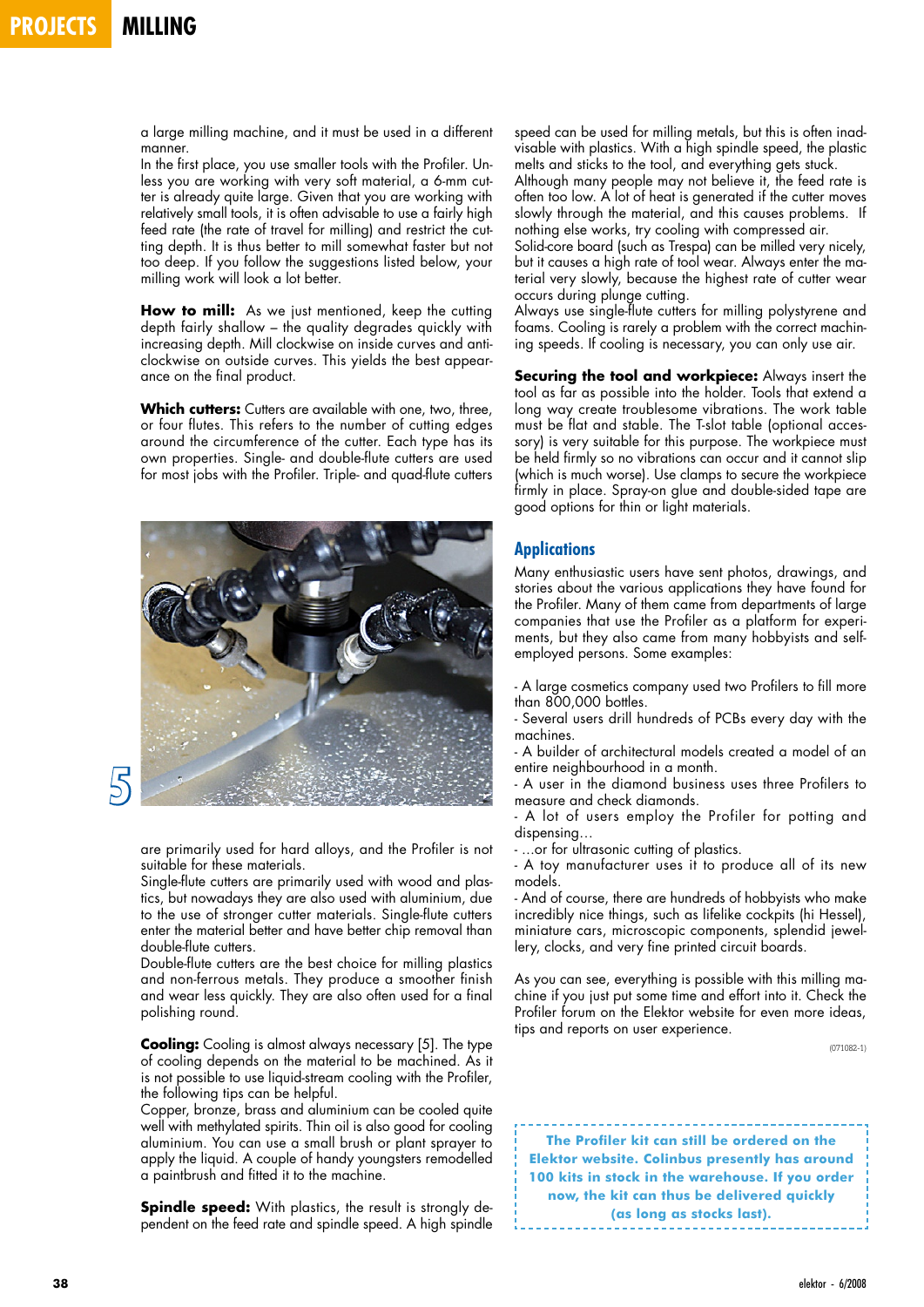a large milling machine, and it must be used in a different manner.

In the first place, you use smaller tools with the Profiler. Unless you are working with very soft material, a 6-mm cutter is already quite large. Given that you are working with relatively small tools, it is often advisable to use a fairly high feed rate (the rate of travel for milling) and restrict the cutting depth. It is thus better to mill somewhat faster but not too deep. If you follow the suggestions listed below, your milling work will look a lot better.

**How to mill:** As we just mentioned, keep the cutting depth fairly shallow – the quality degrades quickly with increasing depth. Mill clockwise on inside curves and anticlockwise on outside curves. This yields the best appearance on the final product.

**Which cutters:** Cutters are available with one, two, three, or four flutes. This refers to the number of cutting edges around the circumference of the cutter. Each type has its own properties. Single- and double-flute cutters are used for most jobs with the Profiler. Triple- and quad-flute cutters are primarily used for hard alloys, and the Profiler is not suitable for these materials.

Single-flute cutters are primarily used with wood and plastics, but nowadays they are also used with aluminium, due to the use of stronger cutter materials. Single-flute cutters enter the material better and have better chip removal than double-flute cutters.

Double-flute cutters are the best choice for milling plastics and non-ferrous metals. They produce a smoother finish and wear less quickly. They are also often used for a final polishing round.

5

**Cooling:** Cooling is almost always necessary [5]. The type of cooling depends on the material to be machined. As it is not possible to use liquid-stream cooling with the Profiler, the following tips can be helpful.

Copper, bronze, brass and aluminium can be cooled quite well with methylated spirits. Thin oil is also good for cooling aluminium. You can use a small brush or plant sprayer to apply the liquid. A couple of handy youngsters remodelled a paintbrush and fitted it to the machine.

**Spindle speed:** With plastics, the result is strongly dependent on the feed rate and spindle speed. A high spindle speed can be used for milling metals, but this is often inadvisable with plastics. With a high spindle speed, the plastic melts and sticks to the tool, and everything gets stuck.

Although many people may not believe it, the feed rate is often too low. A lot of heat is generated if the cutter moves slowly through the material, and this causes problems. If nothing else works, try cooling with compressed air.

Solid-core board (such as Trespa) can be milled very nicely, but it causes a high rate of tool wear. Always enter the material very slowly, because the highest rate of cutter wear occurs during plunge cutting.

Always use single-flute cutters for milling polystyrene and foams. Cooling is rarely a problem with the correct machining speeds. If cooling is necessary, you can only use air.

**Securing the tool and workpiece:** Always insert the tool as far as possible into the holder. Tools that extend a long way create troublesome vibrations. The work table must be flat and stable. The T-slot table (optional accessory) is very suitable for this purpose. The workpiece must be held firmly so no vibrations can occur and it cannot slip (which is much worse). Use clamps to secure the workpiece firmly in place. Spray-on glue and double-sided tape are good options for thin or light materials.

## Applications

Many enthusiastic users have sent photos, drawings, and stories about the various applications they have found for the Profiler. Many of them came from departments of large companies that use the Profiler as a platform for experiments, but they also came from many hobbyists and self-employed persons. Some examples:

- A large cosmetics company used two Profilers to fill more than 800,000 bottles.
- Several users drill hundreds of PCBs every day with the machines.
- A builder of architectural models created a model of an entire neighbourhood in a month.
- A user in the diamond business uses three Profilers to measure and check diamonds.
- A lot of users employ the Profiler for potting and dispensing…
- …or for ultrasonic cutting of plastics.
- A toy manufacturer uses it to produce all of its new models.
- And of course, there are hundreds of hobbyists who make incredibly nice things, such as lifelike cockpits (hi Hessel), miniature cars, microscopic components, splendid jewellery, clocks, and very fine printed circuit boards.

As you can see, everything is possible with this milling machine if you just put some time and effort into it. Check the Profiler forum on the Elektor website for even more ideas, tips and reports on user experience.

(071082-1)

**The Profiler kit can still be ordered on the Elektor website. Colinbus presently has around 100 kits in stock in the warehouse. If you order now, the kit can thus be delivered quickly (as long as stocks last).**